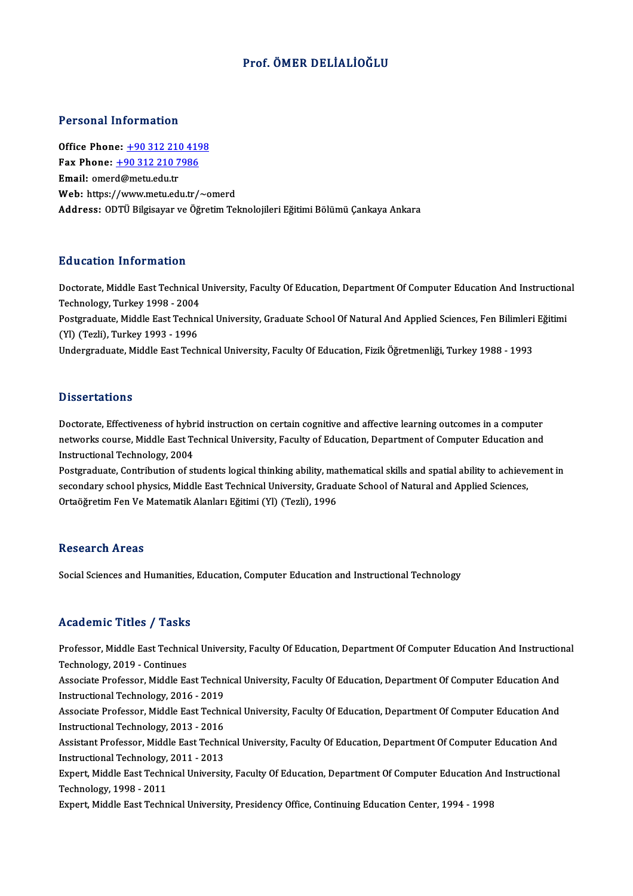# Prof. ÖMER DELİALİOĞLU

## Personal Information

**Office Phone:** +90 312 210 4198
**Fax Phone:** +90 312 210 7986
**Email:** omerd@metu.edu.tr
**Web:** https://www.metu.edu.tr/~omerd
**Address:** ODTÜ Bilgisayar ve Öğretim Teknolojileri Eğitimi Bölümü Çankaya Ankara

## Education Information

Doctorate, Middle East Technical University, Faculty Of Education, Department Of Computer Education And Instructional Technology, Turkey 1998 - 2004
Postgraduate, Middle East Technical University, Graduate School Of Natural And Applied Sciences, Fen Bilimleri Eğitimi (Yl) (Tezli), Turkey 1993 - 1996
Undergraduate, Middle East Technical University, Faculty Of Education, Fizik Öğretmenliği, Turkey 1988 - 1993

## Dissertations

Doctorate, Effectiveness of hybrid instruction on certain cognitive and affective learning outcomes in a computer networks course, Middle East Technical University, Faculty of Education, Department of Computer Education and Instructional Technology, 2004
Postgraduate, Contribution of students logical thinking ability, mathematical skills and spatial ability to achievement in secondary school physics, Middle East Technical University, Graduate School of Natural and Applied Sciences, Ortaöğretim Fen Ve Matematik Alanları Eğitimi (Yl) (Tezli), 1996

## Research Areas

Social Sciences and Humanities, Education, Computer Education and Instructional Technology

## Academic Titles / Tasks

Professor, Middle East Technical University, Faculty Of Education, Department Of Computer Education And Instructional Technology, 2019 - Continues
Associate Professor, Middle East Technical University, Faculty Of Education, Department Of Computer Education And Instructional Technology, 2016 - 2019
Associate Professor, Middle East Technical University, Faculty Of Education, Department Of Computer Education And Instructional Technology, 2013 - 2016
Assistant Professor, Middle East Technical University, Faculty Of Education, Department Of Computer Education And Instructional Technology, 2011 - 2013
Expert, Middle East Technical University, Faculty Of Education, Department Of Computer Education And Instructional Technology, 1998 - 2011
Expert, Middle East Technical University, Presidency Office, Continuing Education Center, 1994 - 1998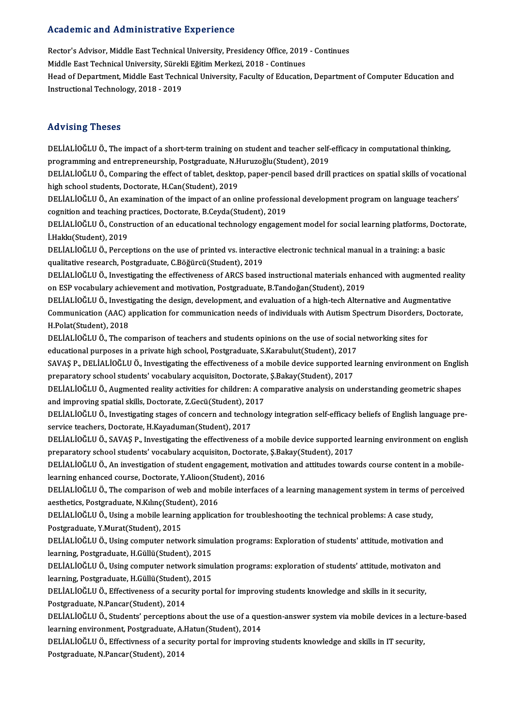## Academic and Administrative Experience

Rector's Advisor, Middle East Technical University, Presidency Office, 2019 - Continues

Middle East Technical University, Sürekli Eğitim Merkezi, 2018 - Continues

Head of Department, Middle East Technical University, Faculty of Education, Department of Computer Education and Instructional Technology, 2018 - 2019

## Advising Theses

DELİALİOĞLU Ö., The impact of a short-term training on student and teacher self-efficacy in computational thinking, programming and entrepreneurship, Postgraduate, N.Huruzoğlu(Student), 2019

DELİALİOĞLU Ö., Comparing the effect of tablet, desktop, paper-pencil based drill practices on spatial skills of vocational high school students, Doctorate, H.Can(Student), 2019

DELİALİOĞLU Ö., An examination of the impact of an online professional development program on language teachers' cognition and teaching practices, Doctorate, B.Ceyda(Student), 2019

DELİALİOĞLU Ö., Construction of an educational technology engagement model for social learning platforms, Doctorate, İ.Hakkı(Student), 2019

DELİALİOĞLU Ö., Perceptions on the use of printed vs. interactive electronic technical manual in a training: a basic qualitative research, Postgraduate, C.Böğürcü(Student), 2019

DELİALİOĞLU Ö., Investigating the effectiveness of ARCS based instructional materials enhanced with augmented reality on ESP vocabulary achievement and motivation, Postgraduate, B.Tandoğan(Student), 2019

DELİALİOĞLU Ö., Investigating the design, development, and evaluation of a high-tech Alternative and Augmentative Communication (AAC) application for communication needs of individuals with Autism Spectrum Disorders, Doctorate, H.Polat(Student), 2018

DELİALİOĞLU Ö., The comparison of teachers and students opinions on the use of social networking sites for educational purposes in a private high school, Postgraduate, S.Karabulut(Student), 2017

SAVAŞ P., DELİALİOĞLU Ö., Investigating the effectiveness of a mobile device supported learning environment on English preparatory school students' vocabulary acquisiton, Doctorate, Ş.Bakay(Student), 2017

DELİALİOĞLU Ö., Augmented reality activities for children: A comparative analysis on understanding geometric shapes and improving spatial skills, Doctorate, Z.Gecü(Student), 2017

DELİALİOĞLU Ö., Investigating stages of concern and technology integration self-efficacy beliefs of English language pre-service teachers, Doctorate, H.Kayaduman(Student), 2017

DELİALİOĞLU Ö., SAVAŞ P., Investigating the effectiveness of a mobile device supported learning environment on english preparatory school students' vocabulary acquisiton, Doctorate, Ş.Bakay(Student), 2017

DELİALİOĞLU Ö., An investigation of student engagement, motivation and attitudes towards course content in a mobile-learning enhanced course, Doctorate, Y.Alioon(Student), 2016

DELİALİOĞLU Ö., The comparison of web and mobile interfaces of a learning management system in terms of perceived aesthetics, Postgraduate, N.Kılınç(Student), 2016

DELİALİOĞLU Ö., Using a mobile learning application for troubleshooting the technical problems: A case study, Postgraduate, Y.Murat(Student), 2015

DELİALİOĞLU Ö., Using computer network simulation programs: Exploration of students' attitude, motivation and learning, Postgraduate, H.Güllü(Student), 2015

DELİALİOĞLU Ö., Using computer network simulation programs: exploration of students' attitude, motivaton and learning, Postgraduate, H.Güllü(Student), 2015

DELİALİOĞLU Ö., Effectiveness of a security portal for improving students knowledge and skills in it security, Postgraduate, N.Pancar(Student), 2014

DELİALİOĞLU Ö., Students' perceptions about the use of a question-answer system via mobile devices in a lecture-based learning environment, Postgraduate, A.Hatun(Student), 2014

DELİALİOĞLU Ö., Effectivness of a security portal for improving students knowledge and skills in IT security, Postgraduate, N.Pancar(Student), 2014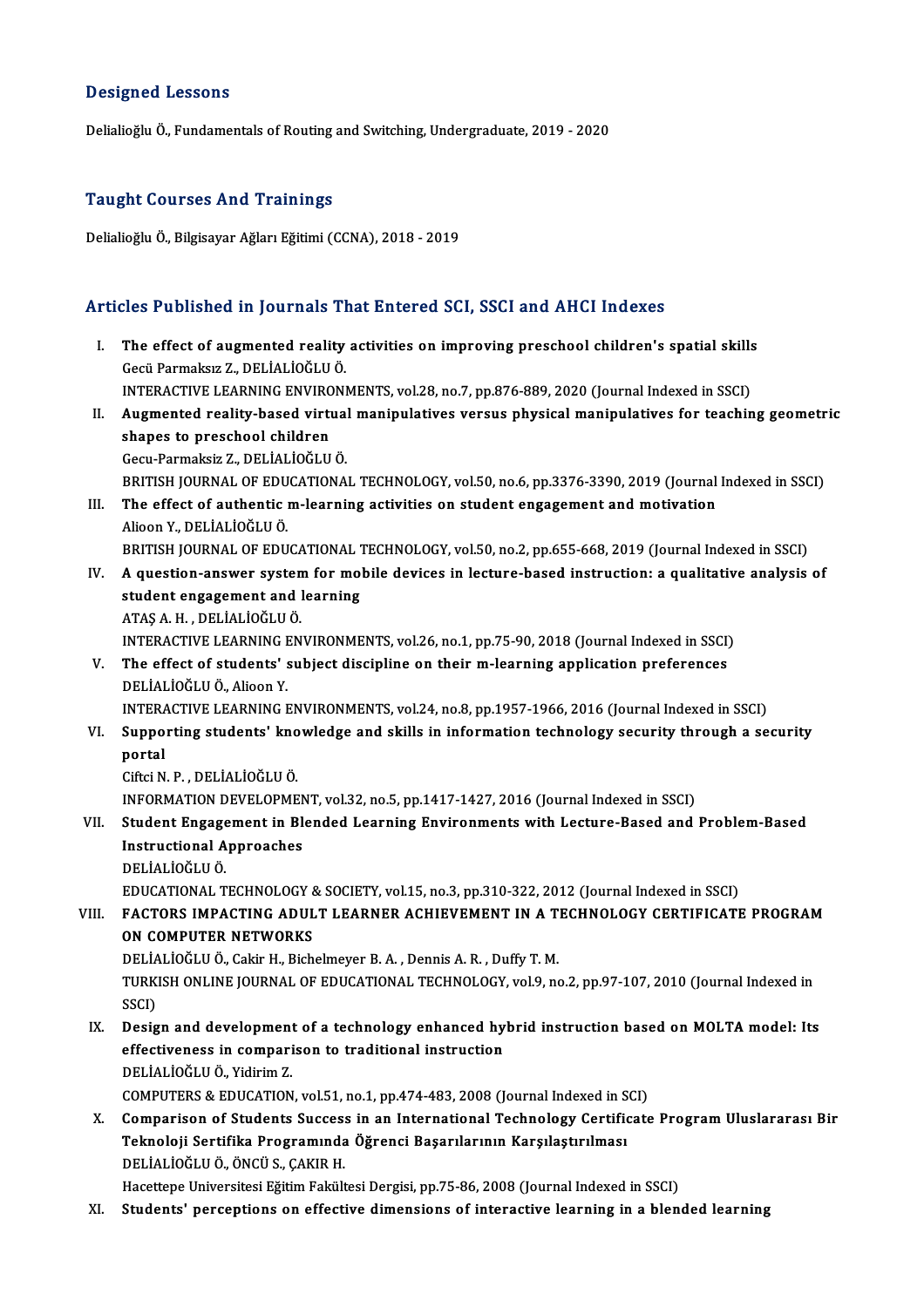## Designed Lessons

Delialioğlu Ö., Fundamentals of Routing and Switching, Undergraduate, 2019 - 2020

## Taught Courses And Trainings

Delialioğlu Ö., Bilgisayar Ağları Eğitimi (CCNA), 2018 - 2019

## Articles Published in Journals That Entered SCI, SSCI and AHCI Indexes

I. **The effect of augmented reality activities on improving preschool children's spatial skills**
Gecü Parmaksız Z., DELİALİOĞLU Ö.
INTERACTIVE LEARNING ENVIRONMENTS, vol.28, no.7, pp.876-889, 2020 (Journal Indexed in SSCI)

II. **Augmented reality-based virtual manipulatives versus physical manipulatives for teaching geometric shapes to preschool children**
Gecu-Parmaksiz Z., DELİALİOĞLU Ö.
BRITISH JOURNAL OF EDUCATIONAL TECHNOLOGY, vol.50, no.6, pp.3376-3390, 2019 (Journal Indexed in SSCI)

III. **The effect of authentic m-learning activities on student engagement and motivation**
Alioon Y., DELİALİOĞLU Ö.
BRITISH JOURNAL OF EDUCATIONAL TECHNOLOGY, vol.50, no.2, pp.655-668, 2019 (Journal Indexed in SSCI)

IV. **A question-answer system for mobile devices in lecture-based instruction: a qualitative analysis of student engagement and learning**
ATAŞ A. H. , DELİALİOĞLU Ö.
INTERACTIVE LEARNING ENVIRONMENTS, vol.26, no.1, pp.75-90, 2018 (Journal Indexed in SSCI)

V. **The effect of students' subject discipline on their m-learning application preferences**
DELİALİOĞLU Ö., Alioon Y.
INTERACTIVE LEARNING ENVIRONMENTS, vol.24, no.8, pp.1957-1966, 2016 (Journal Indexed in SSCI)

VI. **Supporting students' knowledge and skills in information technology security through a security portal**
Ciftci N. P. , DELİALİOĞLU Ö.
INFORMATION DEVELOPMENT, vol.32, no.5, pp.1417-1427, 2016 (Journal Indexed in SSCI)

VII. **Student Engagement in Blended Learning Environments with Lecture-Based and Problem-Based Instructional Approaches**
DELİALİOĞLU Ö.
EDUCATIONAL TECHNOLOGY & SOCIETY, vol.15, no.3, pp.310-322, 2012 (Journal Indexed in SSCI)

VIII. **FACTORS IMPACTING ADULT LEARNER ACHIEVEMENT IN A TECHNOLOGY CERTIFICATE PROGRAM ON COMPUTER NETWORKS**
DELİALİOĞLU Ö., Cakir H., Bichelmeyer B. A. , Dennis A. R. , Duffy T. M.
TURKISH ONLINE JOURNAL OF EDUCATIONAL TECHNOLOGY, vol.9, no.2, pp.97-107, 2010 (Journal Indexed in SSCI)

IX. **Design and development of a technology enhanced hybrid instruction based on MOLTA model: Its effectiveness in comparison to traditional instruction**
DELİALİOĞLU Ö., Yidirim Z.
COMPUTERS & EDUCATION, vol.51, no.1, pp.474-483, 2008 (Journal Indexed in SCI)

X. **Comparison of Students Success in an International Technology Certificate Program Uluslararası Bir Teknoloji Sertifika Programında Öğrenci Başarılarının Karşılaştırılması**
DELİALİOĞLU Ö., ÖNCÜ S., ÇAKIR H.
Hacettepe Universitesi Eğitim Fakültesi Dergisi, pp.75-86, 2008 (Journal Indexed in SSCI)

XI. **Students' perceptions on effective dimensions of interactive learning in a blended learning**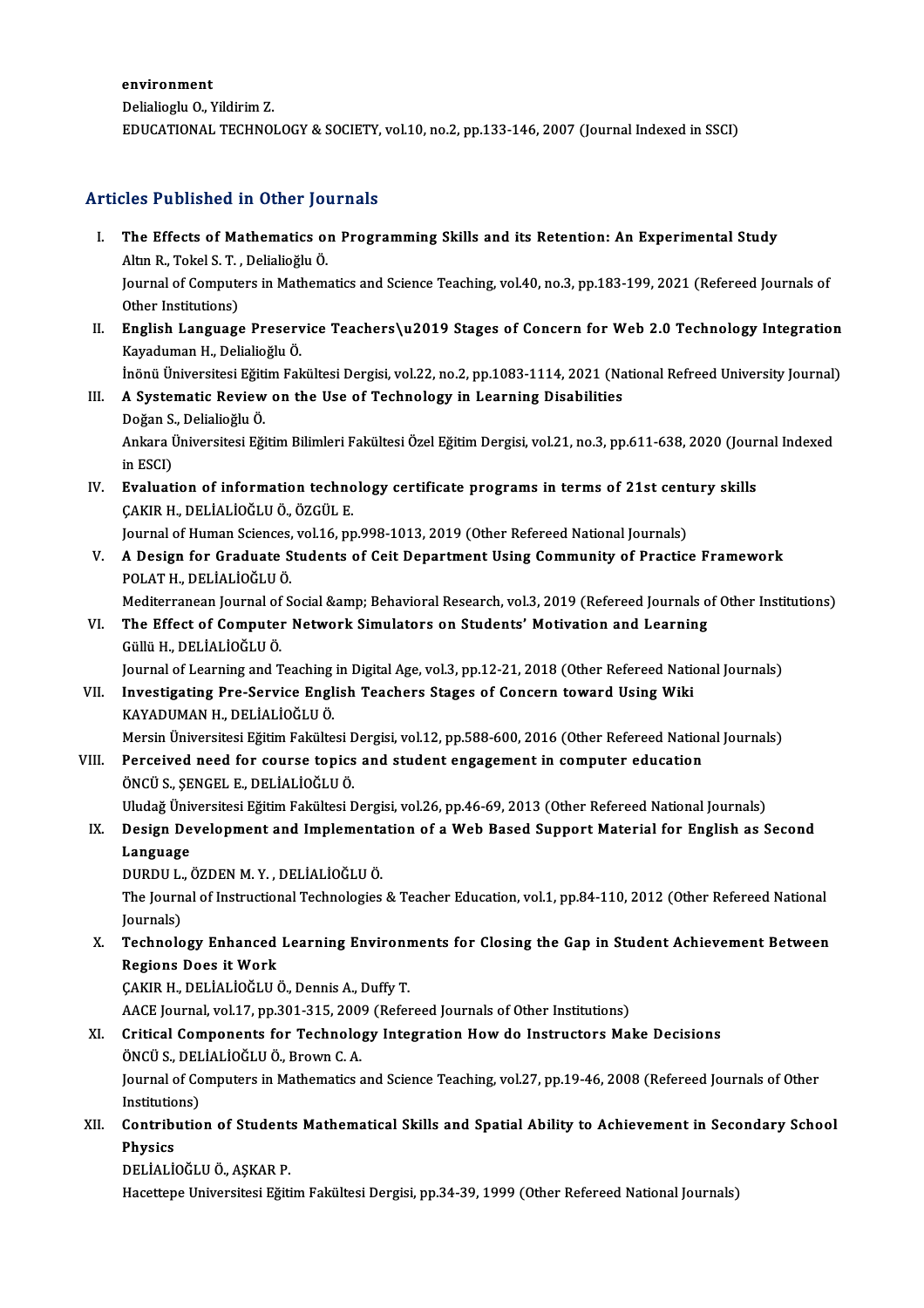environment
Delialioglu O., Yildirim Z.
EDUCATIONAL TECHNOLOGY & SOCIETY, vol.10, no.2, pp.133-146, 2007 (Journal Indexed in SSCI)

## Articles Published in Other Journals

I. **The Effects of Mathematics on Programming Skills and its Retention: An Experimental Study**
Altın R., Tokel S. T. , Delialioğlu Ö.
Journal of Computers in Mathematics and Science Teaching, vol.40, no.3, pp.183-199, 2021 (Refereed Journals of Other Institutions)

II. **English Language Preservice Teachers\u2019 Stages of Concern for Web 2.0 Technology Integration**
Kayaduman H., Delialioğlu Ö.
İnönü Üniversitesi Eğitim Fakültesi Dergisi, vol.22, no.2, pp.1083-1114, 2021 (National Refreed University Journal)

III. **A Systematic Review on the Use of Technology in Learning Disabilities**
Doğan S., Delialioğlu Ö.
Ankara Üniversitesi Eğitim Bilimleri Fakültesi Özel Eğitim Dergisi, vol.21, no.3, pp.611-638, 2020 (Journal Indexed in ESCI)

IV. **Evaluation of information technology certificate programs in terms of 21st century skills**
ÇAKIR H., DELİALİOĞLU Ö., ÖZGÜL E.
Journal of Human Sciences, vol.16, pp.998-1013, 2019 (Other Refereed National Journals)

V. **A Design for Graduate Students of Ceit Department Using Community of Practice Framework**
POLAT H., DELİALİOĞLU Ö.
Mediterranean Journal of Social &amp; Behavioral Research, vol.3, 2019 (Refereed Journals of Other Institutions)

VI. **The Effect of Computer Network Simulators on Students' Motivation and Learning**
Güllü H., DELİALİOĞLU Ö.
Journal of Learning and Teaching in Digital Age, vol.3, pp.12-21, 2018 (Other Refereed National Journals)

VII. **Investigating Pre-Service English Teachers Stages of Concern toward Using Wiki**
KAYADUMAN H., DELİALİOĞLU Ö.
Mersin Üniversitesi Eğitim Fakültesi Dergisi, vol.12, pp.588-600, 2016 (Other Refereed National Journals)

VIII. **Perceived need for course topics and student engagement in computer education**
ÖNCÜ S., ŞENGEL E., DELİALİOĞLU Ö.
Uludağ Üniversitesi Eğitim Fakültesi Dergisi, vol.26, pp.46-69, 2013 (Other Refereed National Journals)

IX. **Design Development and Implementation of a Web Based Support Material for English as Second Language**
DURDU L., ÖZDEN M. Y. , DELİALİOĞLU Ö.
The Journal of Instructional Technologies & Teacher Education, vol.1, pp.84-110, 2012 (Other Refereed National Journals)

X. **Technology Enhanced Learning Environments for Closing the Gap in Student Achievement Between Regions Does it Work**
ÇAKIR H., DELİALİOĞLU Ö., Dennis A., Duffy T.
AACE Journal, vol.17, pp.301-315, 2009 (Refereed Journals of Other Institutions)

XI. **Critical Components for Technology Integration How do Instructors Make Decisions**
ÖNCÜ S., DELİALİOĞLU Ö., Brown C. A.
Journal of Computers in Mathematics and Science Teaching, vol.27, pp.19-46, 2008 (Refereed Journals of Other Institutions)

XII. **Contribution of Students Mathematical Skills and Spatial Ability to Achievement in Secondary School Physics**
DELİALİOĞLU Ö., AŞKAR P.
Hacettepe Universitesi Eğitim Fakültesi Dergisi, pp.34-39, 1999 (Other Refereed National Journals)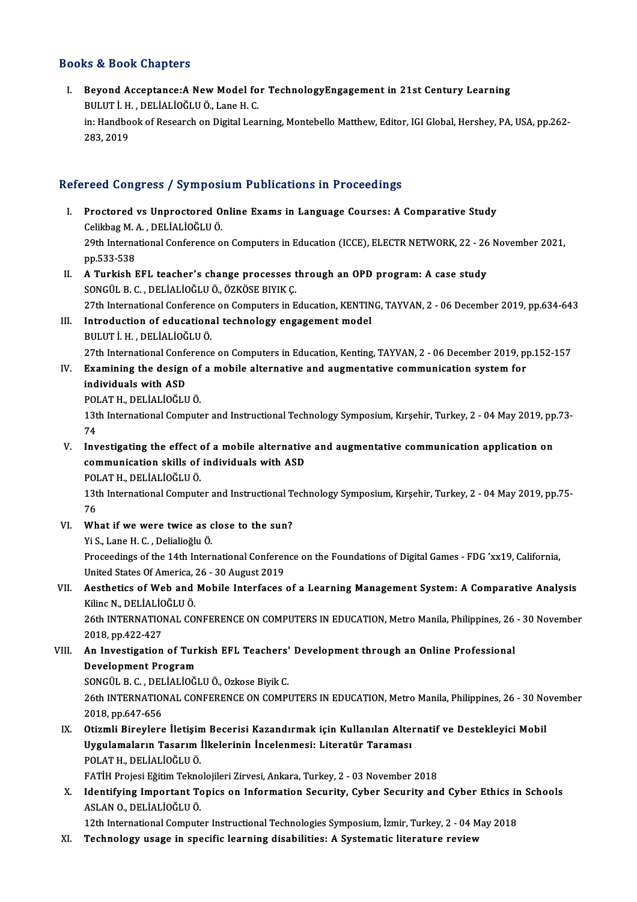## Books & Book Chapters

I. **Beyond Acceptance:A New Model for TechnologyEngagement in 21st Century Learning**
BULUT İ. H. , DELİALİOĞLU Ö., Lane H. C.
in: Handbook of Research on Digital Learning, Montebello Matthew, Editor, IGI Global, Hershey, PA, USA, pp.262-283, 2019

## Refereed Congress / Symposium Publications in Proceedings

I. **Proctored vs Unproctored Online Exams in Language Courses: A Comparative Study**
Celikbag M. A. , DELİALİOĞLU Ö.
29th International Conference on Computers in Education (ICCE), ELECTR NETWORK, 22 - 26 November 2021, pp.533-538

II. **A Turkish EFL teacher's change processes through an OPD program: A case study**
SONGÜL B. C. , DELİALİOĞLU Ö., ÖZKÖSE BIYIK Ç.
27th International Conference on Computers in Education, KENTING, TAYVAN, 2 - 06 December 2019, pp.634-643

III. **Introduction of educational technology engagement model**
BULUT İ. H. , DELİALİOĞLU Ö.
27th International Conference on Computers in Education, Kenting, TAYVAN, 2 - 06 December 2019, pp.152-157

IV. **Examining the design of a mobile alternative and augmentative communication system for individuals with ASD**
POLAT H., DELİALİOĞLU Ö.
13th International Computer and Instructional Technology Symposium, Kırşehir, Turkey, 2 - 04 May 2019, pp.73-74

V. **Investigating the effect of a mobile alternative and augmentative communication application on communication skills of individuals with ASD**
POLAT H., DELİALİOĞLU Ö.
13th International Computer and Instructional Technology Symposium, Kırşehir, Turkey, 2 - 04 May 2019, pp.75-76

VI. **What if we were twice as close to the sun?**
Yi S., Lane H. C. , Delialioğlu Ö.
Proceedings of the 14th International Conference on the Foundations of Digital Games - FDG 'xx19, California, United States Of America, 26 - 30 August 2019

VII. **Aesthetics of Web and Mobile Interfaces of a Learning Management System: A Comparative Analysis**
Kilinc N., DELİALİOĞLU Ö.
26th INTERNATIONAL CONFERENCE ON COMPUTERS IN EDUCATION, Metro Manila, Philippines, 26 - 30 November 2018, pp.422-427

VIII. **An Investigation of Turkish EFL Teachers' Development through an Online Professional Development Program**
SONGÜL B. C. , DELİALİOĞLU Ö., Ozkose Biyik C.
26th INTERNATIONAL CONFERENCE ON COMPUTERS IN EDUCATION, Metro Manila, Philippines, 26 - 30 November 2018, pp.647-656

IX. **Otizmli Bireylere İletişim Becerisi Kazandırmak için Kullanılan Alternatif ve Destekleyici Mobil Uygulamaların Tasarım İlkelerinin İncelenmesi: Literatür Taraması**
POLAT H., DELİALİOĞLU Ö.
FATİH Projesi Eğitim Teknolojileri Zirvesi, Ankara, Turkey, 2 - 03 November 2018

X. **Identifying Important Topics on Information Security, Cyber Security and Cyber Ethics in Schools**
ASLAN O., DELİALİOĞLU Ö.
12th International Computer Instructional Technologies Symposium, İzmir, Turkey, 2 - 04 May 2018

XI. **Technology usage in specific learning disabilities: A Systematic literature review**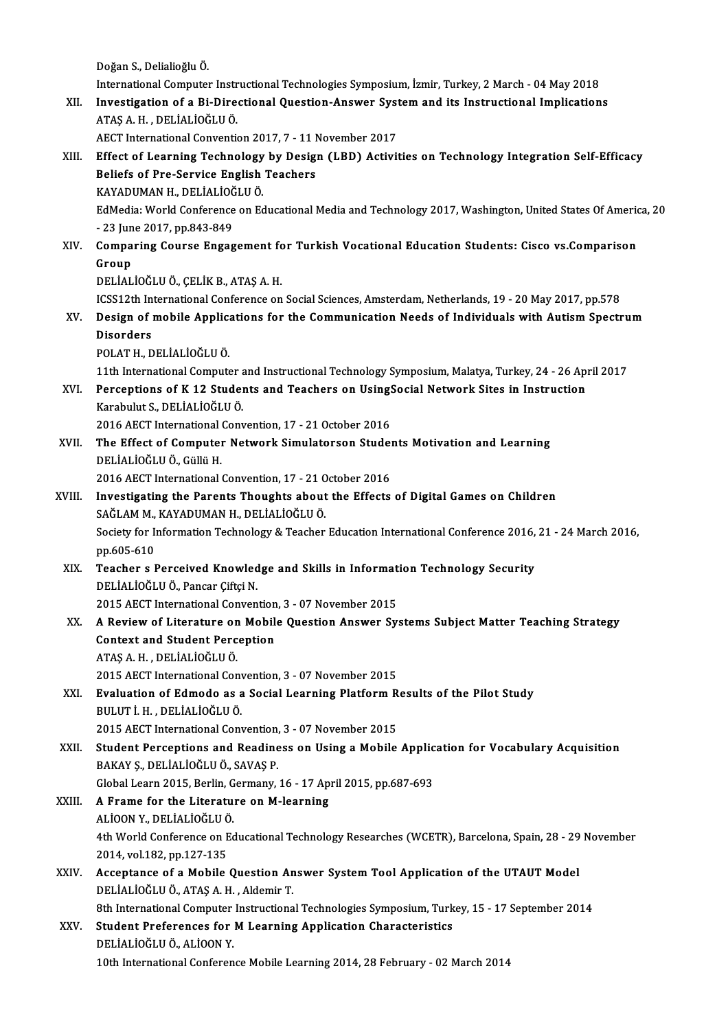Doğan S., Delialioğlu Ö.
International Computer Instructional Technologies Symposium, İzmir, Turkey, 2 March - 04 May 2018

XII. **Investigation of a Bi-Directional Question-Answer System and its Instructional Implications**
ATAŞ A. H. , DELİALİOĞLU Ö.
AECT International Convention 2017, 7 - 11 November 2017

XIII. **Effect of Learning Technology by Design (LBD) Activities on Technology Integration Self-Efficacy Beliefs of Pre-Service English Teachers**
KAYADUMAN H., DELİALİOĞLU Ö.
EdMedia: World Conference on Educational Media and Technology 2017, Washington, United States Of America, 20 - 23 June 2017, pp.843-849

XIV. **Comparing Course Engagement for Turkish Vocational Education Students: Cisco vs.Comparison Group**
DELİALİOĞLU Ö., ÇELİK B., ATAŞ A. H.
ICSS12th International Conference on Social Sciences, Amsterdam, Netherlands, 19 - 20 May 2017, pp.578

XV. **Design of mobile Applications for the Communication Needs of Individuals with Autism Spectrum Disorders**
POLAT H., DELİALİOĞLU Ö.
11th International Computer and Instructional Technology Symposium, Malatya, Turkey, 24 - 26 April 2017

XVI. **Perceptions of K 12 Students and Teachers on UsingSocial Network Sites in Instruction**
Karabulut S., DELİALİOĞLU Ö.
2016 AECT International Convention, 17 - 21 October 2016

XVII. **The Effect of Computer Network Simulatorson Students Motivation and Learning**
DELİALİOĞLU Ö., Güllü H.
2016 AECT International Convention, 17 - 21 October 2016

XVIII. **Investigating the Parents Thoughts about the Effects of Digital Games on Children**
SAĞLAM M., KAYADUMAN H., DELİALİOĞLU Ö.
Society for Information Technology & Teacher Education International Conference 2016, 21 - 24 March 2016, pp.605-610

XIX. **Teacher s Perceived Knowledge and Skills in Information Technology Security**
DELİALİOĞLU Ö., Pancar Çiftçi N.
2015 AECT International Convention, 3 - 07 November 2015

XX. **A Review of Literature on Mobile Question Answer Systems Subject Matter Teaching Strategy Context and Student Perception**
ATAŞ A. H. , DELİALİOĞLU Ö.
2015 AECT International Convention, 3 - 07 November 2015

XXI. **Evaluation of Edmodo as a Social Learning Platform Results of the Pilot Study**
BULUT İ. H. , DELİALİOĞLU Ö.
2015 AECT International Convention, 3 - 07 November 2015

XXII. **Student Perceptions and Readiness on Using a Mobile Application for Vocabulary Acquisition**
BAKAY Ş., DELİALİOĞLU Ö., SAVAŞ P.
Global Learn 2015, Berlin, Germany, 16 - 17 April 2015, pp.687-693

XXIII. **A Frame for the Literature on M-learning**
ALİOON Y., DELİALİOĞLU Ö.
4th World Conference on Educational Technology Researches (WCETR), Barcelona, Spain, 28 - 29 November 2014, vol.182, pp.127-135

XXIV. **Acceptance of a Mobile Question Answer System Tool Application of the UTAUT Model**
DELİALİOĞLU Ö., ATAŞ A. H. , Aldemir T.
8th International Computer Instructional Technologies Symposium, Turkey, 15 - 17 September 2014

XXV. **Student Preferences for M Learning Application Characteristics**
DELİALİOĞLU Ö., ALİOON Y.
10th International Conference Mobile Learning 2014, 28 February - 02 March 2014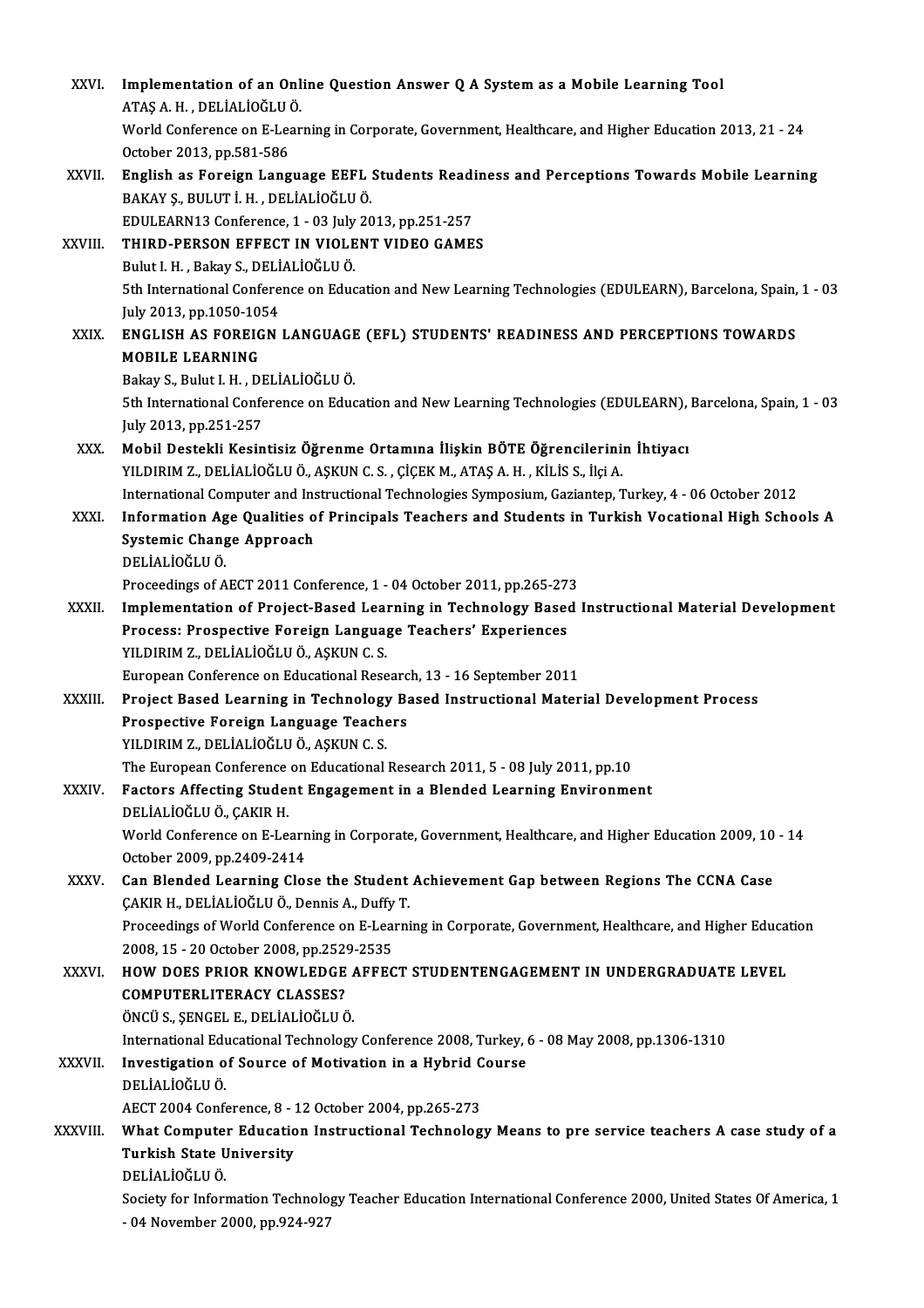XXVI. **Implementation of an Online Question Answer Q A System as a Mobile Learning Tool**
ATAŞ A. H. , DELİALİOĞLU Ö.
World Conference on E-Learning in Corporate, Government, Healthcare, and Higher Education 2013, 21 - 24 October 2013, pp.581-586

XXVII. **English as Foreign Language EEFL Students Readiness and Perceptions Towards Mobile Learning**
BAKAY Ş., BULUT İ. H. , DELİALİOĞLU Ö.
EDULEARN13 Conference, 1 - 03 July 2013, pp.251-257

XXVIII. **THIRD-PERSON EFFECT IN VIOLENT VIDEO GAMES**
Bulut I. H. , Bakay S., DELİALİOĞLU Ö.
5th International Conference on Education and New Learning Technologies (EDULEARN), Barcelona, Spain, 1 - 03 July 2013, pp.1050-1054

XXIX. **ENGLISH AS FOREIGN LANGUAGE (EFL) STUDENTS' READINESS AND PERCEPTIONS TOWARDS MOBILE LEARNING**
Bakay S., Bulut I. H. , DELİALİOĞLU Ö.
5th International Conference on Education and New Learning Technologies (EDULEARN), Barcelona, Spain, 1 - 03 July 2013, pp.251-257

XXX. **Mobil Destekli Kesintisiz Öğrenme Ortamına İlişkin BÖTE Öğrencilerinin İhtiyacı**
YILDIRIM Z., DELİALİOĞLU Ö., AŞKUN C. S. , ÇİÇEK M., ATAŞ A. H. , KİLİS S., İlçi A.
International Computer and Instructional Technologies Symposium, Gaziantep, Turkey, 4 - 06 October 2012

XXXI. **Information Age Qualities of Principals Teachers and Students in Turkish Vocational High Schools A Systemic Change Approach**
DELİALİOĞLU Ö.
Proceedings of AECT 2011 Conference, 1 - 04 October 2011, pp.265-273

XXXII. **Implementation of Project-Based Learning in Technology Based Instructional Material Development Process: Prospective Foreign Language Teachers' Experiences**
YILDIRIM Z., DELİALİOĞLU Ö., AŞKUN C. S.
European Conference on Educational Research, 13 - 16 September 2011

XXXIII. **Project Based Learning in Technology Based Instructional Material Development Process Prospective Foreign Language Teachers**
YILDIRIM Z., DELİALİOĞLU Ö., AŞKUN C. S.
The European Conference on Educational Research 2011, 5 - 08 July 2011, pp.10

XXXIV. **Factors Affecting Student Engagement in a Blended Learning Environment**
DELİALİOĞLU Ö., ÇAKIR H.
World Conference on E-Learning in Corporate, Government, Healthcare, and Higher Education 2009, 10 - 14 October 2009, pp.2409-2414

XXXV. **Can Blended Learning Close the Student Achievement Gap between Regions The CCNA Case**
ÇAKIR H., DELİALİOĞLU Ö., Dennis A., Duffy T.
Proceedings of World Conference on E-Learning in Corporate, Government, Healthcare, and Higher Education 2008, 15 - 20 October 2008, pp.2529-2535

XXXVI. **HOW DOES PRIOR KNOWLEDGE AFFECT STUDENTENGAGEMENT IN UNDERGRADUATE LEVEL COMPUTERLITERACY CLASSES?**
ÖNCÜ S., ŞENGEL E., DELİALİOĞLU Ö.
International Educational Technology Conference 2008, Turkey, 6 - 08 May 2008, pp.1306-1310

XXXVII. **Investigation of Source of Motivation in a Hybrid Course**
DELİALİOĞLU Ö.
AECT 2004 Conference, 8 - 12 October 2004, pp.265-273

XXXVIII. **What Computer Education Instructional Technology Means to pre service teachers A case study of a Turkish State University**
DELİALİOĞLU Ö.
Society for Information Technology Teacher Education International Conference 2000, United States Of America, 1 - 04 November 2000, pp.924-927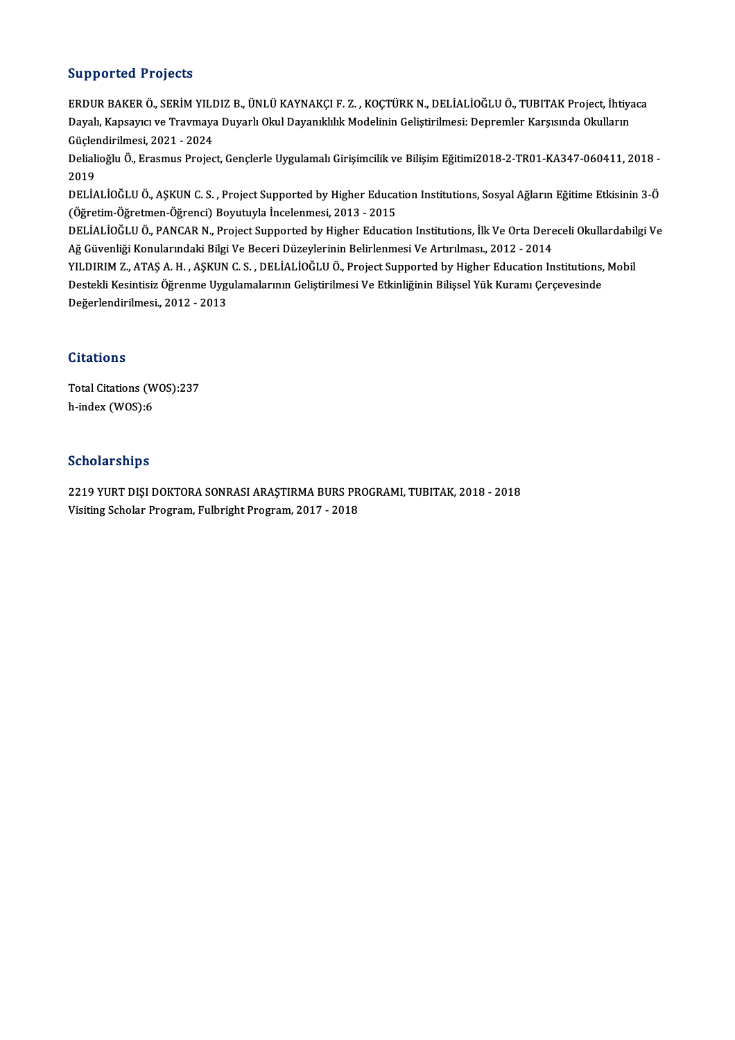## Supported Projects

ERDUR BAKER Ö., SERİM YILDIZ B., ÜNLÜ KAYNAKÇI F. Z. , KOÇTÜRK N., DELİALİOĞLU Ö., TUBITAK Project, İhtiyaca Dayalı, Kapsayıcı ve Travmaya Duyarlı Okul Dayanıklılık Modelinin Geliştirilmesi: Depremler Karşısında Okulların Güçlendirilmesi, 2021 - 2024

Delialioğlu Ö., Erasmus Project, Gençlerle Uygulamalı Girişimcilik ve Bilişim Eğitimi2018-2-TR01-KA347-060411, 2018 - 2019

DELİALİOĞLU Ö., AŞKUN C. S. , Project Supported by Higher Education Institutions, Sosyal Ağların Eğitime Etkisinin 3-Ö (Öğretim-Öğretmen-Öğrenci) Boyutuyla İncelenmesi, 2013 - 2015

DELİALİOĞLU Ö., PANCAR N., Project Supported by Higher Education Institutions, İlk Ve Orta Dereceli Okullardabilgi Ve Ağ Güvenliği Konularındaki Bilgi Ve Beceri Düzeylerinin Belirlenmesi Ve Artırılması., 2012 - 2014

YILDIRIM Z., ATAŞ A. H. , AŞKUN C. S. , DELİALİOĞLU Ö., Project Supported by Higher Education Institutions, Mobil Destekli Kesintisiz Öğrenme Uygulamalarının Geliştirilmesi Ve Etkinliğinin Bilişsel Yük Kuramı Çerçevesinde Değerlendirilmesi., 2012 - 2013

## Citations

Total Citations (WOS):237
h-index (WOS):6

## Scholarships

2219 YURT DIŞI DOKTORA SONRASI ARAŞTIRMA BURS PROGRAMI, TUBITAK, 2018 - 2018
Visiting Scholar Program, Fulbright Program, 2017 - 2018